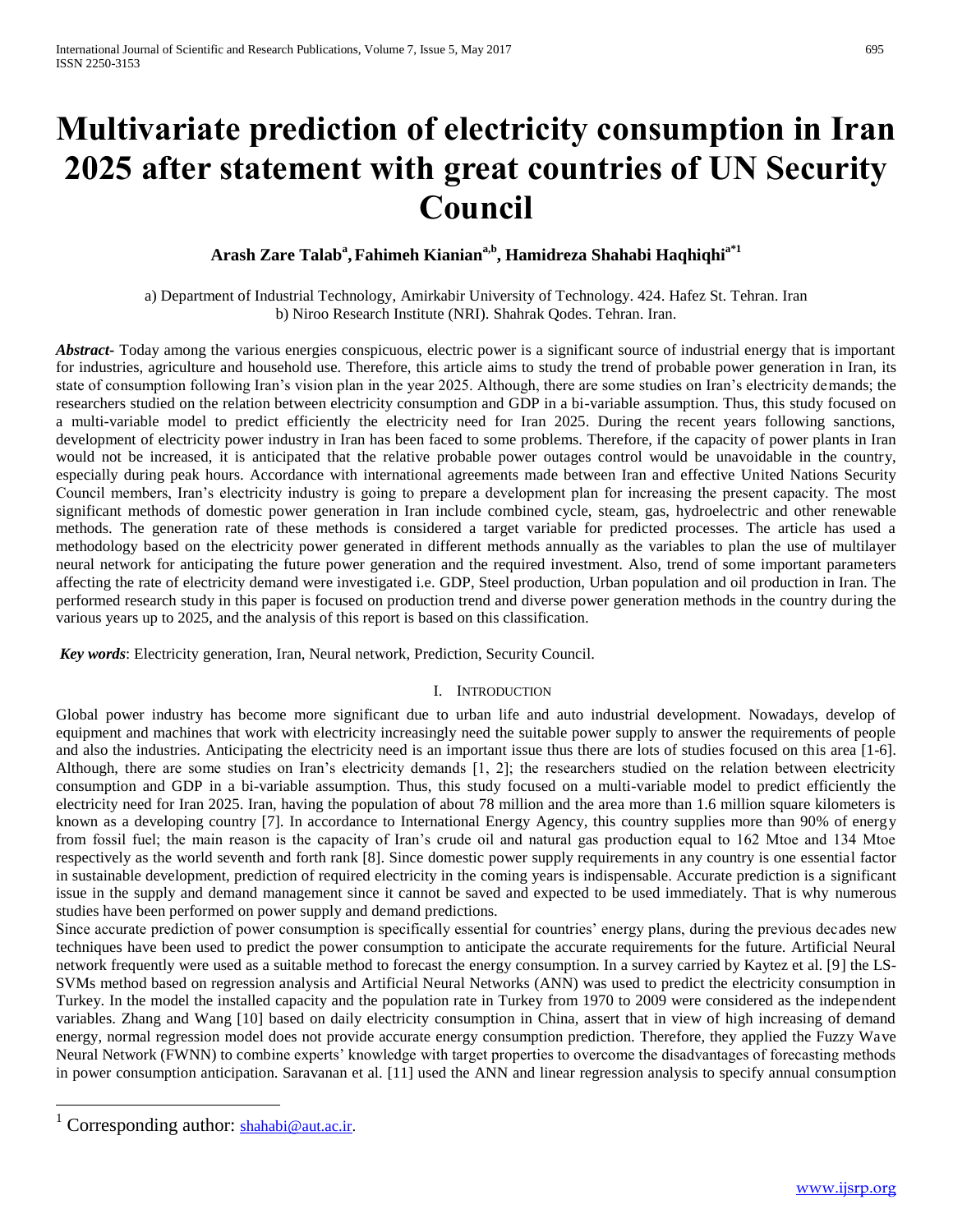# Multivariate prediction of electricity consumption in Iran 2025 after statement with great countries of UN Security Council

**Arash Zare Talab[a], Fahimeh Kianian[a,b], Hamidreza Shahabi Haqhiqhi[a*1]**

a) Department of Industrial Technology, Amirkabir University of Technology. 424. Hafez St. Tehran. Iran
b) Niroo Research Institute (NRI). Shahrak Qodes. Tehran. Iran.

***Abstract***- Today among the various energies conspicuous, electric power is a significant source of industrial energy that is important for industries, agriculture and household use. Therefore, this article aims to study the trend of probable power generation in Iran, its state of consumption following Iran's vision plan in the year 2025. Although, there are some studies on Iran's electricity demands; the researchers studied on the relation between electricity consumption and GDP in a bi-variable assumption. Thus, this study focused on a multi-variable model to predict efficiently the electricity need for Iran 2025. During the recent years following sanctions, development of electricity power industry in Iran has been faced to some problems. Therefore, if the capacity of power plants in Iran would not be increased, it is anticipated that the relative probable power outages control would be unavoidable in the country, especially during peak hours. Accordance with international agreements made between Iran and effective United Nations Security Council members, Iran's electricity industry is going to prepare a development plan for increasing the present capacity. The most significant methods of domestic power generation in Iran include combined cycle, steam, gas, hydroelectric and other renewable methods. The generation rate of these methods is considered a target variable for predicted processes. The article has used a methodology based on the electricity power generated in different methods annually as the variables to plan the use of multilayer neural network for anticipating the future power generation and the required investment. Also, trend of some important parameters affecting the rate of electricity demand were investigated i.e. GDP, Steel production, Urban population and oil production in Iran. The performed research study in this paper is focused on production trend and diverse power generation methods in the country during the various years up to 2025, and the analysis of this report is based on this classification.

***Key words***: Electricity generation, Iran, Neural network, Prediction, Security Council.

## I. Introduction

Global power industry has become more significant due to urban life and auto industrial development. Nowadays, develop of equipment and machines that work with electricity increasingly need the suitable power supply to answer the requirements of people and also the industries. Anticipating the electricity need is an important issue thus there are lots of studies focused on this area [1-6]. Although, there are some studies on Iran's electricity demands [1, 2]; the researchers studied on the relation between electricity consumption and GDP in a bi-variable assumption. Thus, this study focused on a multi-variable model to predict efficiently the electricity need for Iran 2025. Iran, having the population of about 78 million and the area more than 1.6 million square kilometers is known as a developing country [7]. In accordance to International Energy Agency, this country supplies more than 90% of energy from fossil fuel; the main reason is the capacity of Iran's crude oil and natural gas production equal to 162 Mtoe and 134 Mtoe respectively as the world seventh and forth rank [8]. Since domestic power supply requirements in any country is one essential factor in sustainable development, prediction of required electricity in the coming years is indispensable. Accurate prediction is a significant issue in the supply and demand management since it cannot be saved and expected to be used immediately. That is why numerous studies have been performed on power supply and demand predictions.

Since accurate prediction of power consumption is specifically essential for countries' energy plans, during the previous decades new techniques have been used to predict the power consumption to anticipate the accurate requirements for the future. Artificial Neural network frequently were used as a suitable method to forecast the energy consumption. In a survey carried by Kaytez et al. [9] the LS-SVMs method based on regression analysis and Artificial Neural Networks (ANN) was used to predict the electricity consumption in Turkey. In the model the installed capacity and the population rate in Turkey from 1970 to 2009 were considered as the independent variables. Zhang and Wang [10] based on daily electricity consumption in China, assert that in view of high increasing of demand energy, normal regression model does not provide accurate energy consumption prediction. Therefore, they applied the Fuzzy Wave Neural Network (FWNN) to combine experts' knowledge with target properties to overcome the disadvantages of forecasting methods in power consumption anticipation. Saravanan et al. [11] used the ANN and linear regression analysis to specify annual consumption

[1] Corresponding author: shahabi@aut.ac.ir.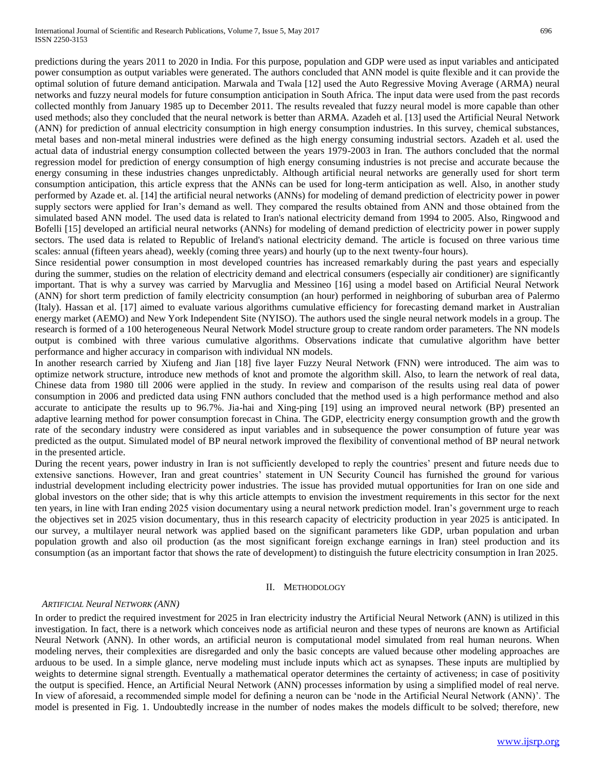predictions during the years 2011 to 2020 in India. For this purpose, population and GDP were used as input variables and anticipated power consumption as output variables were generated. The authors concluded that ANN model is quite flexible and it can provide the optimal solution of future demand anticipation. Marwala and Twala [12] used the Auto Regressive Moving Average (ARMA) neural networks and fuzzy neural models for future consumption anticipation in South Africa. The input data were used from the past records collected monthly from January 1985 up to December 2011. The results revealed that fuzzy neural model is more capable than other used methods; also they concluded that the neural network is better than ARMA. Azadeh et al. [13] used the Artificial Neural Network (ANN) for prediction of annual electricity consumption in high energy consumption industries. In this survey, chemical substances, metal bases and non-metal mineral industries were defined as the high energy consuming industrial sectors. Azadeh et al. used the actual data of industrial energy consumption collected between the years 1979-2003 in Iran. The authors concluded that the normal regression model for prediction of energy consumption of high energy consuming industries is not precise and accurate because the energy consuming in these industries changes unpredictably. Although artificial neural networks are generally used for short term consumption anticipation, this article express that the ANNs can be used for long-term anticipation as well. Also, in another study performed by Azade et. al. [14] the artificial neural networks (ANNs) for modeling of demand prediction of electricity power in power supply sectors were applied for Iran's demand as well. They compared the results obtained from ANN and those obtained from the simulated based ANN model. The used data is related to Iran's national electricity demand from 1994 to 2005. Also, Ringwood and Bofelli [15] developed an artificial neural networks (ANNs) for modeling of demand prediction of electricity power in power supply sectors. The used data is related to Republic of Ireland's national electricity demand. The article is focused on three various time scales: annual (fifteen years ahead), weekly (coming three years) and hourly (up to the next twenty-four hours).

Since residential power consumption in most developed countries has increased remarkably during the past years and especially during the summer, studies on the relation of electricity demand and electrical consumers (especially air conditioner) are significantly important. That is why a survey was carried by Marvuglia and Messineo [16] using a model based on Artificial Neural Network (ANN) for short term prediction of family electricity consumption (an hour) performed in neighboring of suburban area of Palermo (Italy). Hassan et al. [17] aimed to evaluate various algorithms cumulative efficiency for forecasting demand market in Australian energy market (AEMO) and New York Independent Site (NYISO). The authors used the single neural network models in a group. The research is formed of a 100 heterogeneous Neural Network Model structure group to create random order parameters. The NN models output is combined with three various cumulative algorithms. Observations indicate that cumulative algorithm have better performance and higher accuracy in comparison with individual NN models.

In another research carried by Xiufeng and Jian [18] five layer Fuzzy Neural Network (FNN) were introduced. The aim was to optimize network structure, introduce new methods of knot and promote the algorithm skill. Also, to learn the network of real data, Chinese data from 1980 till 2006 were applied in the study. In review and comparison of the results using real data of power consumption in 2006 and predicted data using FNN authors concluded that the method used is a high performance method and also accurate to anticipate the results up to 96.7%. Jia-hai and Xing-ping [19] using an improved neural network (BP) presented an adaptive learning method for power consumption forecast in China. The GDP, electricity energy consumption growth and the growth rate of the secondary industry were considered as input variables and in subsequence the power consumption of future year was predicted as the output. Simulated model of BP neural network improved the flexibility of conventional method of BP neural network in the presented article.

During the recent years, power industry in Iran is not sufficiently developed to reply the countries' present and future needs due to extensive sanctions. However, Iran and great countries' statement in UN Security Council has furnished the ground for various industrial development including electricity power industries. The issue has provided mutual opportunities for Iran on one side and global investors on the other side; that is why this article attempts to envision the investment requirements in this sector for the next ten years, in line with Iran ending 2025 vision documentary using a neural network prediction model. Iran's government urge to reach the objectives set in 2025 vision documentary, thus in this research capacity of electricity production in year 2025 is anticipated. In our survey, a multilayer neural network was applied based on the significant parameters like GDP, urban population and urban population growth and also oil production (as the most significant foreign exchange earnings in Iran) steel production and its consumption (as an important factor that shows the rate of development) to distinguish the future electricity consumption in Iran 2025.

## II. Methodology

### *Artificial Neural Network (ANN)*

In order to predict the required investment for 2025 in Iran electricity industry the Artificial Neural Network (ANN) is utilized in this investigation. In fact, there is a network which conceives node as artificial neuron and these types of neurons are known as Artificial Neural Network (ANN). In other words, an artificial neuron is computational model simulated from real human neurons. When modeling nerves, their complexities are disregarded and only the basic concepts are valued because other modeling approaches are arduous to be used. In a simple glance, nerve modeling must include inputs which act as synapses. These inputs are multiplied by weights to determine signal strength. Eventually a mathematical operator determines the certainty of activeness; in case of positivity the output is specified. Hence, an Artificial Neural Network (ANN) processes information by using a simplified model of real nerve. In view of aforesaid, a recommended simple model for defining a neuron can be 'node in the Artificial Neural Network (ANN)'. The model is presented in Fig. 1. Undoubtedly increase in the number of nodes makes the models difficult to be solved; therefore, new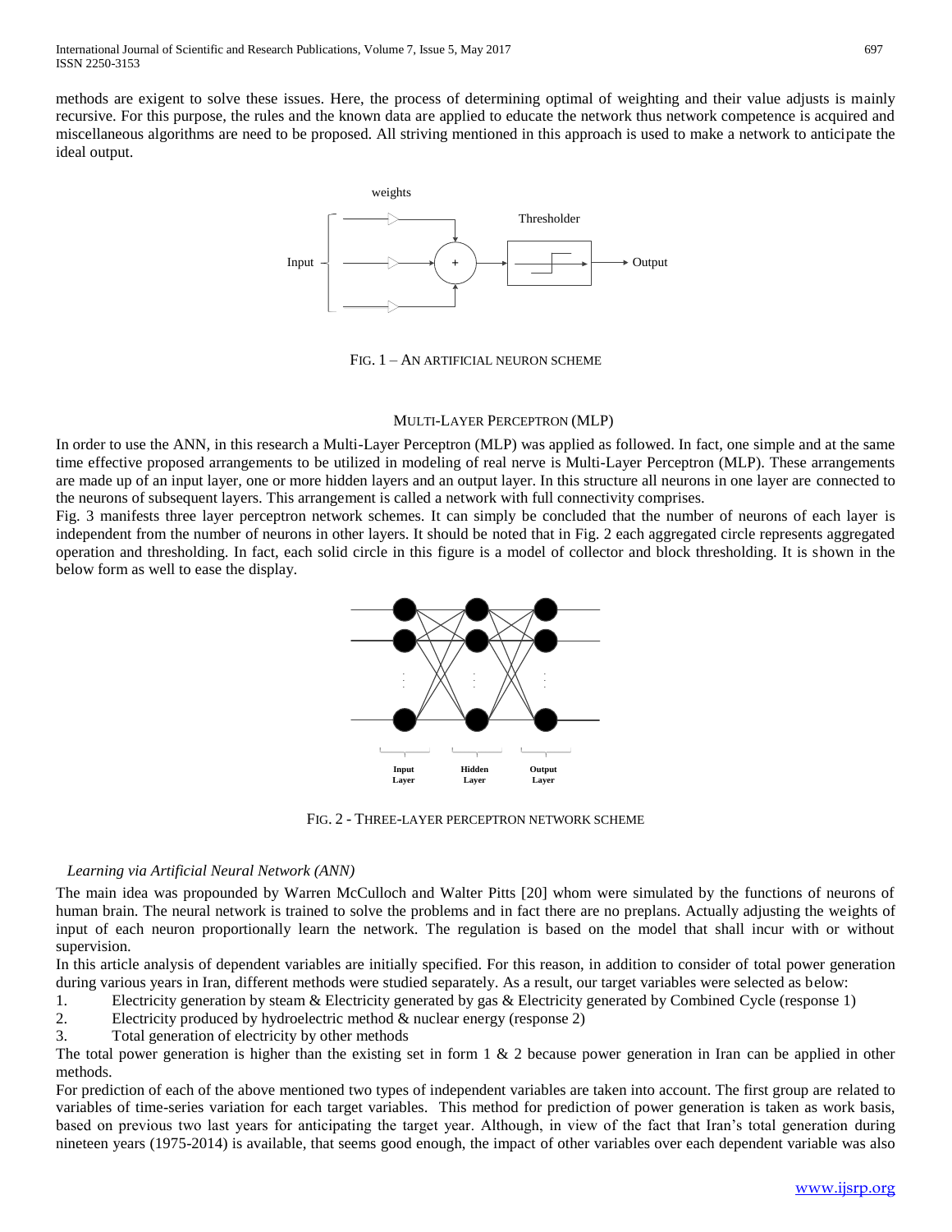methods are exigent to solve these issues. Here, the process of determining optimal of weighting and their value adjusts is mainly recursive. For this purpose, the rules and the known data are applied to educate the network thus network competence is acquired and miscellaneous algorithms are need to be proposed. All striving mentioned in this approach is used to make a network to anticipate the ideal output.

FIG. 1 – AN ARTIFICIAL NEURON SCHEME

## MULTI-LAYER PERCEPTRON (MLP)

In order to use the ANN, in this research a Multi-Layer Perceptron (MLP) was applied as followed. In fact, one simple and at the same time effective proposed arrangements to be utilized in modeling of real nerve is Multi-Layer Perceptron (MLP). These arrangements are made up of an input layer, one or more hidden layers and an output layer. In this structure all neurons in one layer are connected to the neurons of subsequent layers. This arrangement is called a network with full connectivity comprises.

Fig. 3 manifests three layer perceptron network schemes. It can simply be concluded that the number of neurons of each layer is independent from the number of neurons in other layers. It should be noted that in Fig. 2 each aggregated circle represents aggregated operation and thresholding. In fact, each solid circle in this figure is a model of collector and block thresholding. It is shown in the below form as well to ease the display.

FIG. 2 - THREE-LAYER PERCEPTRON NETWORK SCHEME

### *Learning via Artificial Neural Network (ANN)*

The main idea was propounded by Warren McCulloch and Walter Pitts [20] whom were simulated by the functions of neurons of human brain. The neural network is trained to solve the problems and in fact there are no preplans. Actually adjusting the weights of input of each neuron proportionally learn the network. The regulation is based on the model that shall incur with or without supervision.

In this article analysis of dependent variables are initially specified. For this reason, in addition to consider of total power generation during various years in Iran, different methods were studied separately. As a result, our target variables were selected as below:

1. Electricity generation by steam & Electricity generated by gas & Electricity generated by Combined Cycle (response 1)
2. Electricity produced by hydroelectric method & nuclear energy (response 2)
3. Total generation of electricity by other methods

The total power generation is higher than the existing set in form 1 & 2 because power generation in Iran can be applied in other methods.

For prediction of each of the above mentioned two types of independent variables are taken into account. The first group are related to variables of time-series variation for each target variables. This method for prediction of power generation is taken as work basis, based on previous two last years for anticipating the target year. Although, in view of the fact that Iran's total generation during nineteen years (1975-2014) is available, that seems good enough, the impact of other variables over each dependent variable was also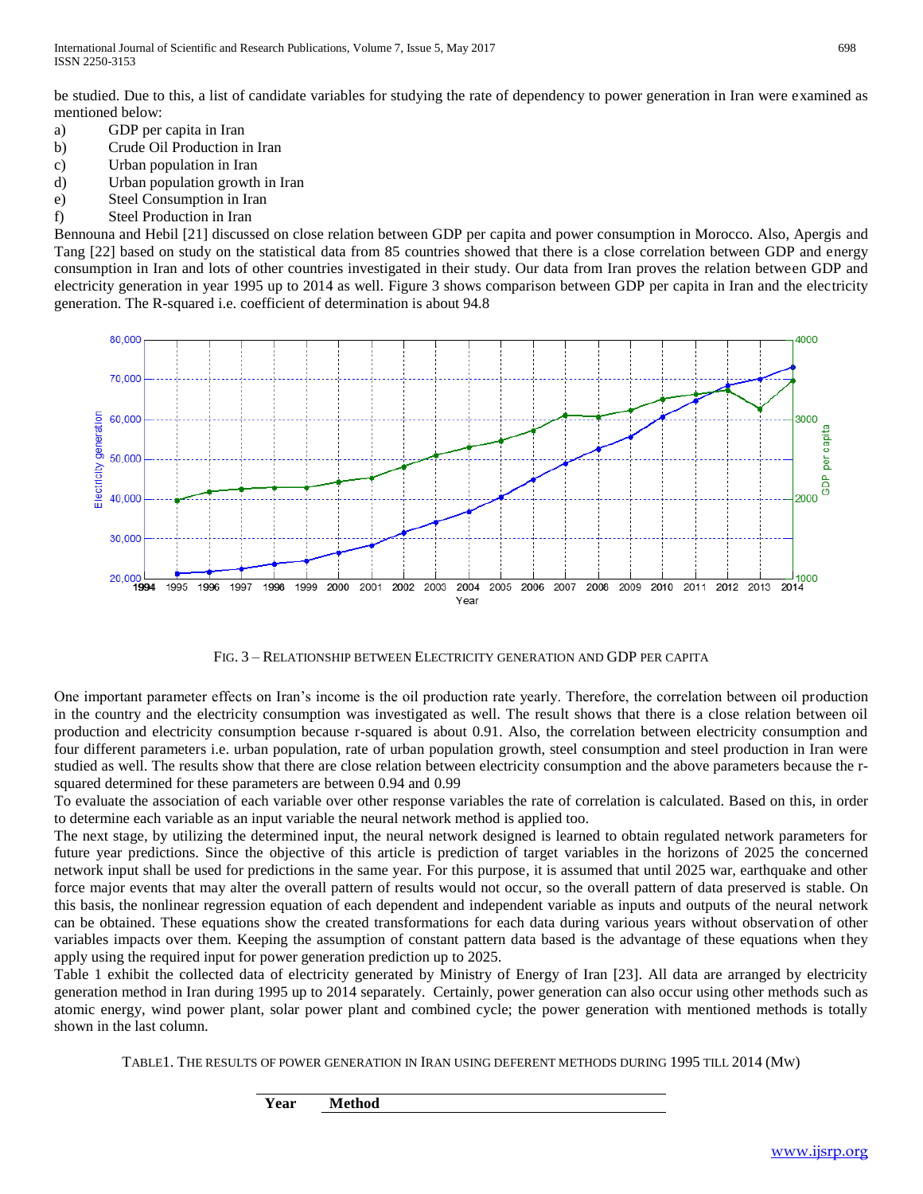be studied. Due to this, a list of candidate variables for studying the rate of dependency to power generation in Iran were examined as mentioned below:

a) GDP per capita in Iran
b) Crude Oil Production in Iran
c) Urban population in Iran
d) Urban population growth in Iran
e) Steel Consumption in Iran
f) Steel Production in Iran

Bennouna and Hebil [21] discussed on close relation between GDP per capita and power consumption in Morocco. Also, Apergis and Tang [22] based on study on the statistical data from 85 countries showed that there is a close correlation between GDP and energy consumption in Iran and lots of other countries investigated in their study. Our data from Iran proves the relation between GDP and electricity generation in year 1995 up to 2014 as well. Figure 3 shows comparison between GDP per capita in Iran and the electricity generation. The R-squared i.e. coefficient of determination is about 94.8

FIG. 3 – RELATIONSHIP BETWEEN ELECTRICITY GENERATION AND GDP PER CAPITA

One important parameter effects on Iran's income is the oil production rate yearly. Therefore, the correlation between oil production in the country and the electricity consumption was investigated as well. The result shows that there is a close relation between oil production and electricity consumption because r-squared is about 0.91. Also, the correlation between electricity consumption and four different parameters i.e. urban population, rate of urban population growth, steel consumption and steel production in Iran were studied as well. The results show that there are close relation between electricity consumption and the above parameters because the r-squared determined for these parameters are between 0.94 and 0.99

To evaluate the association of each variable over other response variables the rate of correlation is calculated. Based on this, in order to determine each variable as an input variable the neural network method is applied too.

The next stage, by utilizing the determined input, the neural network designed is learned to obtain regulated network parameters for future year predictions. Since the objective of this article is prediction of target variables in the horizons of 2025 the concerned network input shall be used for predictions in the same year. For this purpose, it is assumed that until 2025 war, earthquake and other force major events that may alter the overall pattern of results would not occur, so the overall pattern of data preserved is stable. On this basis, the nonlinear regression equation of each dependent and independent variable as inputs and outputs of the neural network can be obtained. These equations show the created transformations for each data during various years without observation of other variables impacts over them. Keeping the assumption of constant pattern data based is the advantage of these equations when they apply using the required input for power generation prediction up to 2025.

Table 1 exhibit the collected data of electricity generated by Ministry of Energy of Iran [23]. All data are arranged by electricity generation method in Iran during 1995 up to 2014 separately. Certainly, power generation can also occur using other methods such as atomic energy, wind power plant, solar power plant and combined cycle; the power generation with mentioned methods is totally shown in the last column.

TABLE1. THE RESULTS OF POWER GENERATION IN IRAN USING DEFERENT METHODS DURING 1995 TILL 2014 (MW)

| Year | Method |
| --- | --- |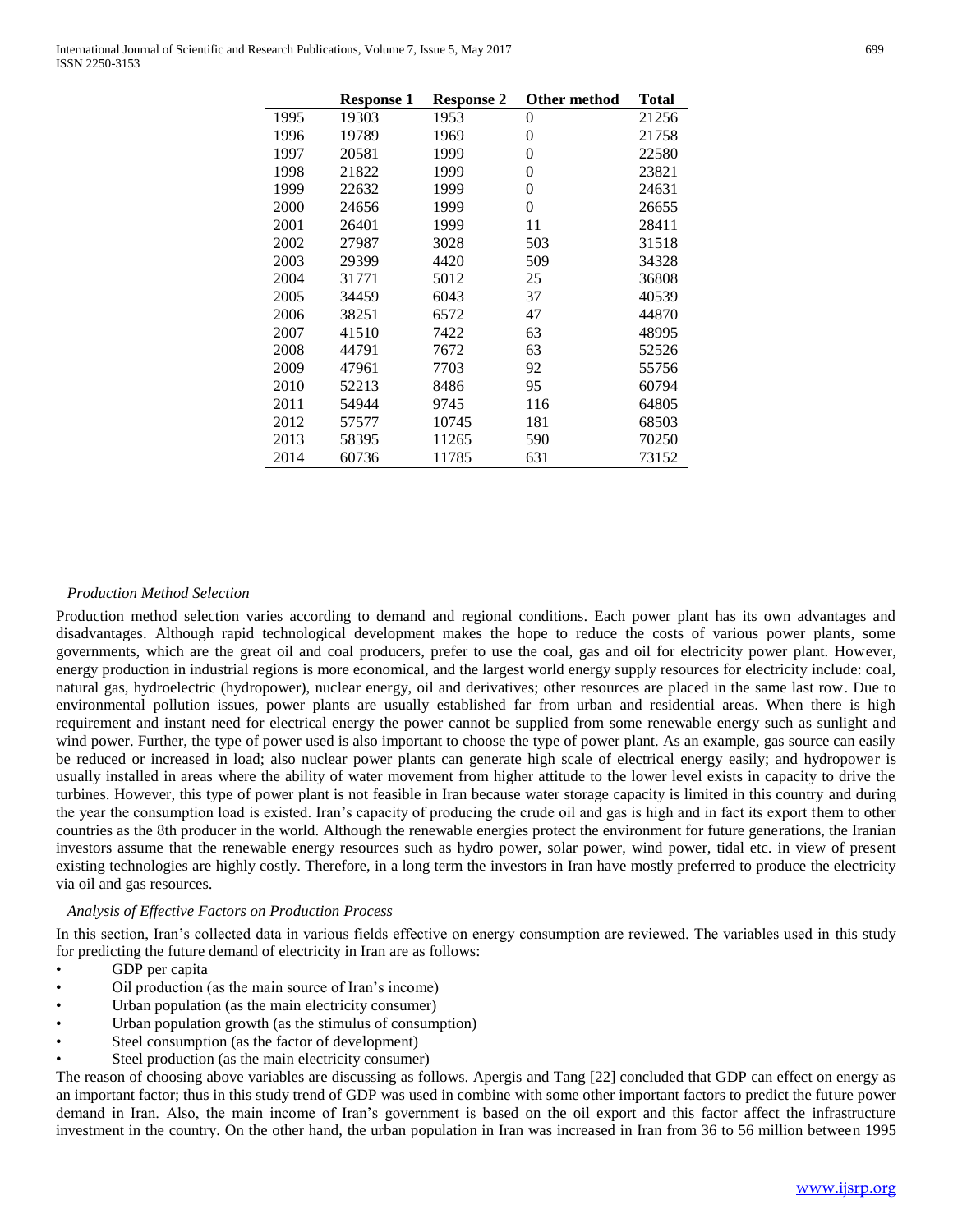| | Response 1 | Response 2 | Other method | Total |
|---|---|---|---|---|
| 1995 | 19303 | 1953 | 0 | 21256 |
| 1996 | 19789 | 1969 | 0 | 21758 |
| 1997 | 20581 | 1999 | 0 | 22580 |
| 1998 | 21822 | 1999 | 0 | 23821 |
| 1999 | 22632 | 1999 | 0 | 24631 |
| 2000 | 24656 | 1999 | 0 | 26655 |
| 2001 | 26401 | 1999 | 11 | 28411 |
| 2002 | 27987 | 3028 | 503 | 31518 |
| 2003 | 29399 | 4420 | 509 | 34328 |
| 2004 | 31771 | 5012 | 25 | 36808 |
| 2005 | 34459 | 6043 | 37 | 40539 |
| 2006 | 38251 | 6572 | 47 | 44870 |
| 2007 | 41510 | 7422 | 63 | 48995 |
| 2008 | 44791 | 7672 | 63 | 52526 |
| 2009 | 47961 | 7703 | 92 | 55756 |
| 2010 | 52213 | 8486 | 95 | 60794 |
| 2011 | 54944 | 9745 | 116 | 64805 |
| 2012 | 57577 | 10745 | 181 | 68503 |
| 2013 | 58395 | 11265 | 590 | 70250 |
| 2014 | 60736 | 11785 | 631 | 73152 |

*Production Method Selection*

Production method selection varies according to demand and regional conditions. Each power plant has its own advantages and disadvantages. Although rapid technological development makes the hope to reduce the costs of various power plants, some governments, which are the great oil and coal producers, prefer to use the coal, gas and oil for electricity power plant. However, energy production in industrial regions is more economical, and the largest world energy supply resources for electricity include: coal, natural gas, hydroelectric (hydropower), nuclear energy, oil and derivatives; other resources are placed in the same last row. Due to environmental pollution issues, power plants are usually established far from urban and residential areas. When there is high requirement and instant need for electrical energy the power cannot be supplied from some renewable energy such as sunlight and wind power. Further, the type of power used is also important to choose the type of power plant. As an example, gas source can easily be reduced or increased in load; also nuclear power plants can generate high scale of electrical energy easily; and hydropower is usually installed in areas where the ability of water movement from higher attitude to the lower level exists in capacity to drive the turbines. However, this type of power plant is not feasible in Iran because water storage capacity is limited in this country and during the year the consumption load is existed. Iran's capacity of producing the crude oil and gas is high and in fact its export them to other countries as the 8th producer in the world. Although the renewable energies protect the environment for future generations, the Iranian investors assume that the renewable energy resources such as hydro power, solar power, wind power, tidal etc. in view of present existing technologies are highly costly. Therefore, in a long term the investors in Iran have mostly preferred to produce the electricity via oil and gas resources.

*Analysis of Effective Factors on Production Process*

In this section, Iran's collected data in various fields effective on energy consumption are reviewed. The variables used in this study for predicting the future demand of electricity in Iran are as follows:

- GDP per capita
- Oil production (as the main source of Iran's income)
- Urban population (as the main electricity consumer)
- Urban population growth (as the stimulus of consumption)
- Steel consumption (as the factor of development)
- Steel production (as the main electricity consumer)

The reason of choosing above variables are discussing as follows. Apergis and Tang [22] concluded that GDP can effect on energy as an important factor; thus in this study trend of GDP was used in combine with some other important factors to predict the future power demand in Iran. Also, the main income of Iran's government is based on the oil export and this factor affect the infrastructure investment in the country. On the other hand, the urban population in Iran was increased in Iran from 36 to 56 million between 1995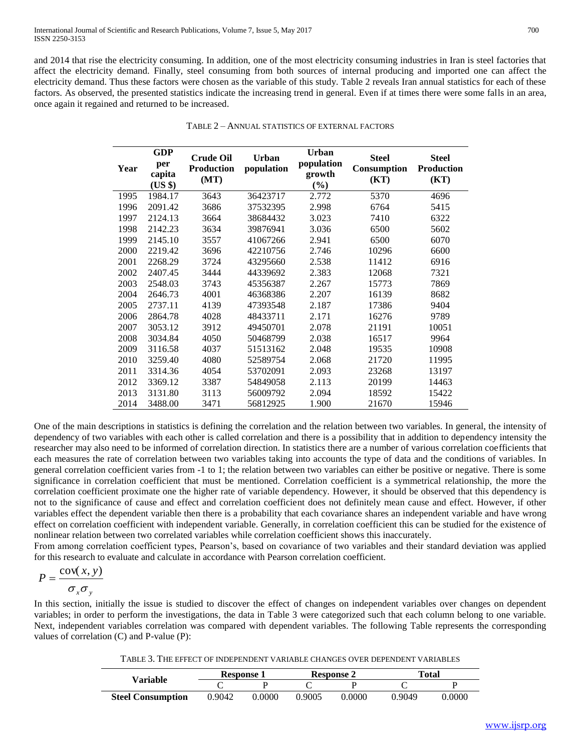and 2014 that rise the electricity consuming. In addition, one of the most electricity consuming industries in Iran is steel factories that affect the electricity demand. Finally, steel consuming from both sources of internal producing and imported one can affect the electricity demand. Thus these factors were chosen as the variable of this study. Table 2 reveals Iran annual statistics for each of these factors. As observed, the presented statistics indicate the increasing trend in general. Even if at times there were some falls in an area, once again it regained and returned to be increased.

TABLE 2 – ANNUAL STATISTICS OF EXTERNAL FACTORS

| Year | GDP per capita (US $) | Crude Oil Production (MT) | Urban population | Urban population growth (%) | Steel Consumption (KT) | Steel Production (KT) |
|---|---|---|---|---|---|---|
| 1995 | 1984.17 | 3643 | 36423717 | 2.772 | 5370 | 4696 |
| 1996 | 2091.42 | 3686 | 37532395 | 2.998 | 6764 | 5415 |
| 1997 | 2124.13 | 3664 | 38684432 | 3.023 | 7410 | 6322 |
| 1998 | 2142.23 | 3634 | 39876941 | 3.036 | 6500 | 5602 |
| 1999 | 2145.10 | 3557 | 41067266 | 2.941 | 6500 | 6070 |
| 2000 | 2219.42 | 3696 | 42210756 | 2.746 | 10296 | 6600 |
| 2001 | 2268.29 | 3724 | 43295660 | 2.538 | 11412 | 6916 |
| 2002 | 2407.45 | 3444 | 44339692 | 2.383 | 12068 | 7321 |
| 2003 | 2548.03 | 3743 | 45356387 | 2.267 | 15773 | 7869 |
| 2004 | 2646.73 | 4001 | 46368386 | 2.207 | 16139 | 8682 |
| 2005 | 2737.11 | 4139 | 47393548 | 2.187 | 17386 | 9404 |
| 2006 | 2864.78 | 4028 | 48433711 | 2.171 | 16276 | 9789 |
| 2007 | 3053.12 | 3912 | 49450701 | 2.078 | 21191 | 10051 |
| 2008 | 3034.84 | 4050 | 50468799 | 2.038 | 16517 | 9964 |
| 2009 | 3116.58 | 4037 | 51513162 | 2.048 | 19535 | 10908 |
| 2010 | 3259.40 | 4080 | 52589754 | 2.068 | 21720 | 11995 |
| 2011 | 3314.36 | 4054 | 53702091 | 2.093 | 23268 | 13197 |
| 2012 | 3369.12 | 3387 | 54849058 | 2.113 | 20199 | 14463 |
| 2013 | 3131.80 | 3113 | 56009792 | 2.094 | 18592 | 15422 |
| 2014 | 3488.00 | 3471 | 56812925 | 1.900 | 21670 | 15946 |

One of the main descriptions in statistics is defining the correlation and the relation between two variables. In general, the intensity of dependency of two variables with each other is called correlation and there is a possibility that in addition to dependency intensity the researcher may also need to be informed of correlation direction. In statistics there are a number of various correlation coefficients that each measures the rate of correlation between two variables taking into accounts the type of data and the conditions of variables. In general correlation coefficient varies from -1 to 1; the relation between two variables can either be positive or negative. There is some significance in correlation coefficient that must be mentioned. Correlation coefficient is a symmetrical relationship, the more the correlation coefficient proximate one the higher rate of variable dependency. However, it should be observed that this dependency is not to the significance of cause and effect and correlation coefficient does not definitely mean cause and effect. However, if other variables effect the dependent variable then there is a probability that each covariance shares an independent variable and have wrong effect on correlation coefficient with independent variable. Generally, in correlation coefficient this can be studied for the existence of nonlinear relation between two correlated variables while correlation coefficient shows this inaccurately.

From among correlation coefficient types, Pearson's, based on covariance of two variables and their standard deviation was applied for this research to evaluate and calculate in accordance with Pearson correlation coefficient.

$$P = \frac{\mathrm{cov}(x, y)}{\sigma_x \sigma_y}$$

In this section, initially the issue is studied to discover the effect of changes on independent variables over changes on dependent variables; in order to perform the investigations, the data in Table 3 were categorized such that each column belong to one variable. Next, independent variables correlation was compared with dependent variables. The following Table represents the corresponding values of correlation (C) and P-value (P):

TABLE 3. THE EFFECT OF INDEPENDENT VARIABLE CHANGES OVER DEPENDENT VARIABLES

| Variable | Response 1 | | Response 2 | | Total | |
|---|---|---|---|---|---|---|
| | C | P | C | P | C | P |
| **Steel Consumption** | 0.9042 | 0.0000 | 0.9005 | 0.0000 | 0.9049 | 0.0000 |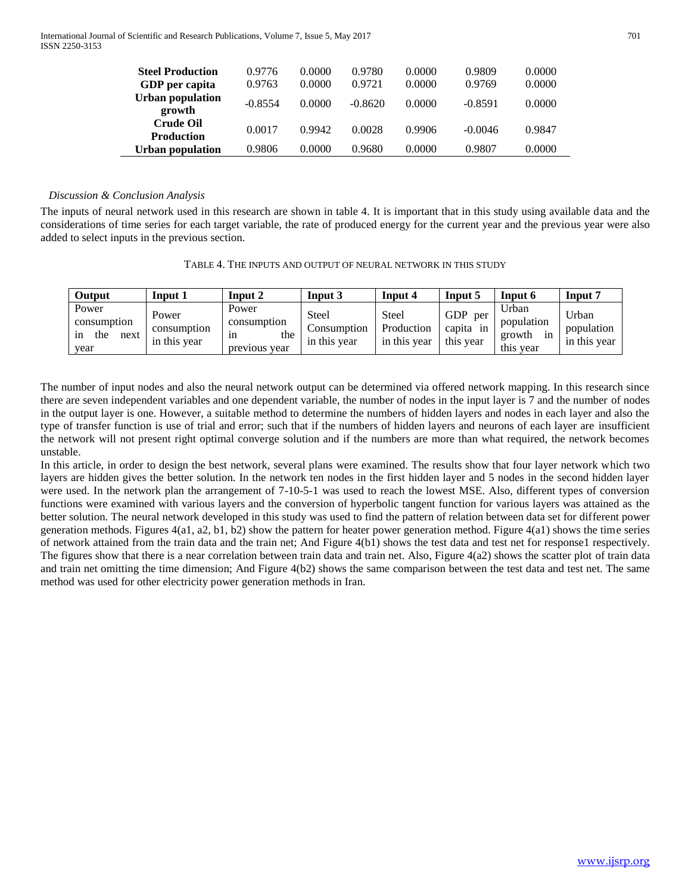| | | | | | | |
|---|---|---|---|---|---|---|
| **Steel Production** | 0.9776 | 0.0000 | 0.9780 | 0.0000 | 0.9809 | 0.0000 |
| **GDP per capita** | 0.9763 | 0.0000 | 0.9721 | 0.0000 | 0.9769 | 0.0000 |
| **Urban population growth** | -0.8554 | 0.0000 | -0.8620 | 0.0000 | -0.8591 | 0.0000 |
| **Crude Oil Production** | 0.0017 | 0.9942 | 0.0028 | 0.9906 | -0.0046 | 0.9847 |
| **Urban population** | 0.9806 | 0.0000 | 0.9680 | 0.0000 | 0.9807 | 0.0000 |

*Discussion & Conclusion Analysis*

The inputs of neural network used in this research are shown in table 4. It is important that in this study using available data and the considerations of time series for each target variable, the rate of produced energy for the current year and the previous year were also added to select inputs in the previous section.

TABLE 4. THE INPUTS AND OUTPUT OF NEURAL NETWORK IN THIS STUDY

| Output | Input 1 | Input 2 | Input 3 | Input 4 | Input 5 | Input 6 | Input 7 |
|---|---|---|---|---|---|---|---|
| Power consumption in the next year | Power consumption in this year | Power consumption in the previous year | Steel Consumption in this year | Steel Production in this year | GDP per capita in this year | Urban population growth in this year | Urban population in this year |

The number of input nodes and also the neural network output can be determined via offered network mapping. In this research since there are seven independent variables and one dependent variable, the number of nodes in the input layer is 7 and the number of nodes in the output layer is one. However, a suitable method to determine the numbers of hidden layers and nodes in each layer and also the type of transfer function is use of trial and error; such that if the numbers of hidden layers and neurons of each layer are insufficient the network will not present right optimal converge solution and if the numbers are more than what required, the network becomes unstable.

In this article, in order to design the best network, several plans were examined. The results show that four layer network which two layers are hidden gives the better solution. In the network ten nodes in the first hidden layer and 5 nodes in the second hidden layer were used. In the network plan the arrangement of 7-10-5-1 was used to reach the lowest MSE. Also, different types of conversion functions were examined with various layers and the conversion of hyperbolic tangent function for various layers was attained as the better solution. The neural network developed in this study was used to find the pattern of relation between data set for different power generation methods. Figures 4(a1, a2, b1, b2) show the pattern for heater power generation method. Figure 4(a1) shows the time series of network attained from the train data and the train net; And Figure 4(b1) shows the test data and test net for response1 respectively. The figures show that there is a near correlation between train data and train net. Also, Figure 4(a2) shows the scatter plot of train data and train net omitting the time dimension; And Figure 4(b2) shows the same comparison between the test data and test net. The same method was used for other electricity power generation methods in Iran.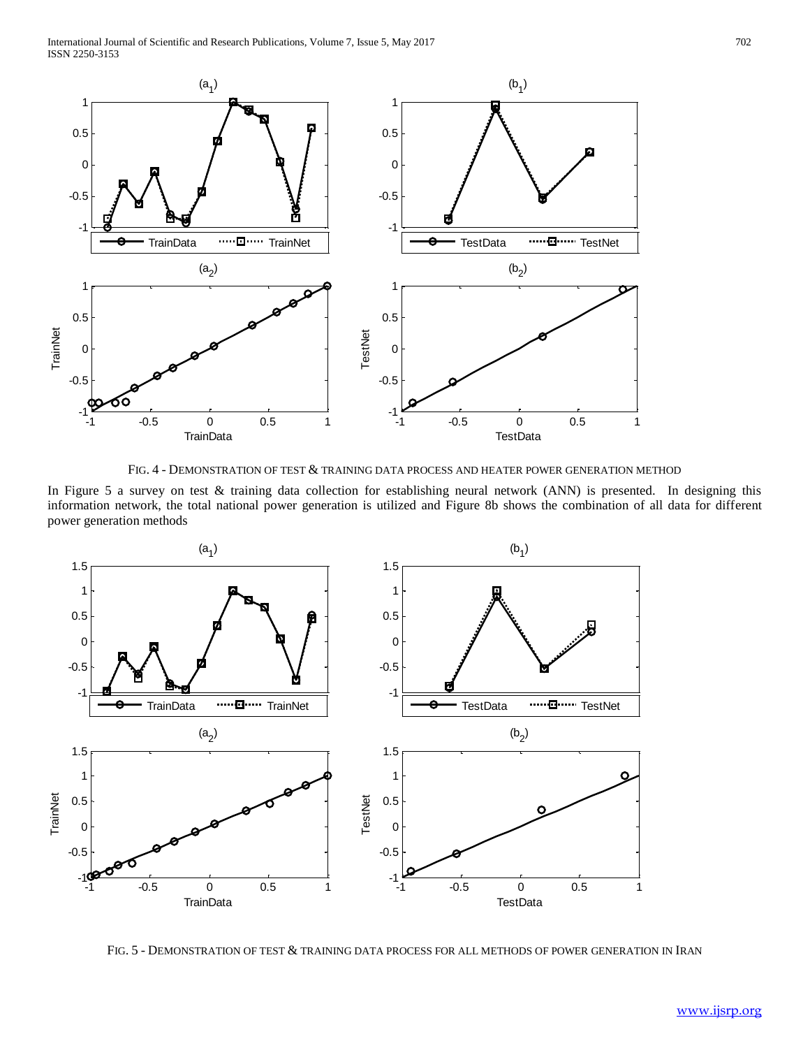FIG. 4 - DEMONSTRATION OF TEST & TRAINING DATA PROCESS AND HEATER POWER GENERATION METHOD

In Figure 5 a survey on test & training data collection for establishing neural network (ANN) is presented. In designing this information network, the total national power generation is utilized and Figure 8b shows the combination of all data for different power generation methods

FIG. 5 - DEMONSTRATION OF TEST & TRAINING DATA PROCESS FOR ALL METHODS OF POWER GENERATION IN IRAN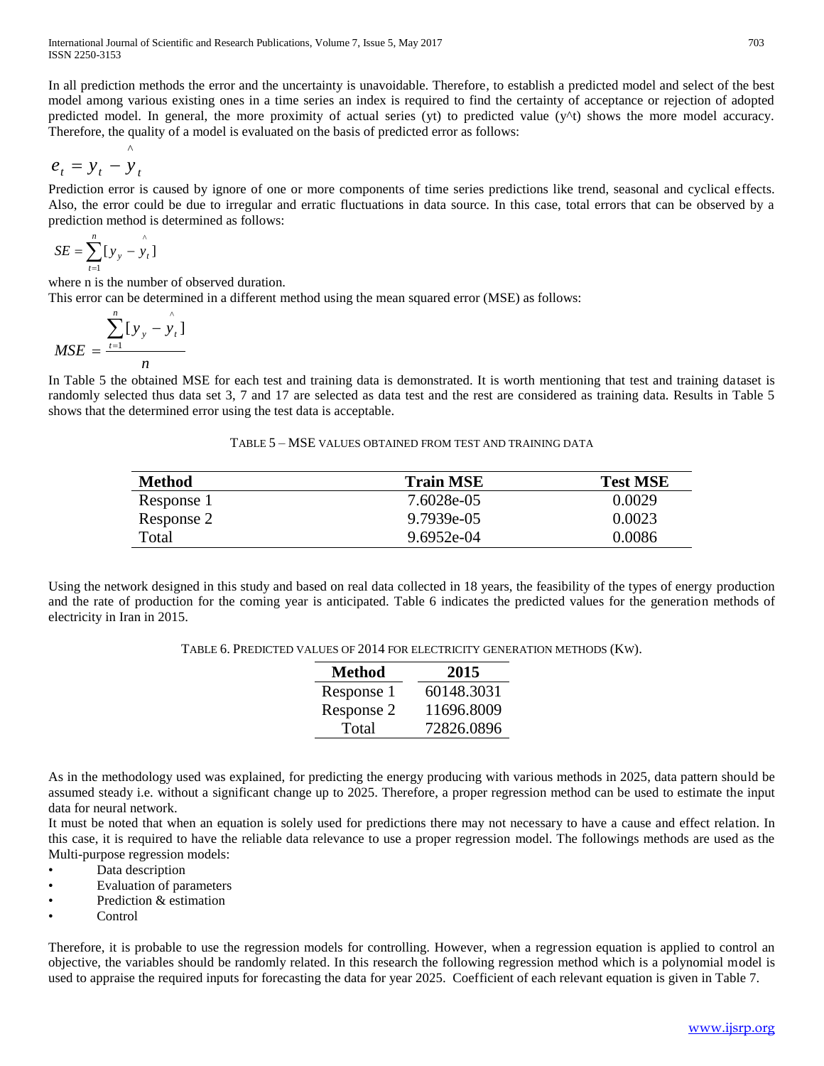In all prediction methods the error and the uncertainty is unavoidable. Therefore, to establish a predicted model and select of the best model among various existing ones in a time series an index is required to find the certainty of acceptance or rejection of adopted predicted model. In general, the more proximity of actual series (yt) to predicted value (y^t) shows the more model accuracy. Therefore, the quality of a model is evaluated on the basis of predicted error as follows:

$$e_t = y_t - \hat{y}_t$$

Prediction error is caused by ignore of one or more components of time series predictions like trend, seasonal and cyclical effects. Also, the error could be due to irregular and erratic fluctuations in data source. In this case, total errors that can be observed by a prediction method is determined as follows:

$$SE = \sum_{t=1}^{n} [y_y - \hat{y}_t]$$

where n is the number of observed duration.

This error can be determined in a different method using the mean squared error (MSE) as follows:

$$MSE = \frac{\sum_{t=1}^{n} [y_y - \hat{y}_t]}{n}$$

In Table 5 the obtained MSE for each test and training data is demonstrated. It is worth mentioning that test and training dataset is randomly selected thus data set 3, 7 and 17 are selected as data test and the rest are considered as training data. Results in Table 5 shows that the determined error using the test data is acceptable.

TABLE 5 – MSE VALUES OBTAINED FROM TEST AND TRAINING DATA

| Method | Train MSE | Test MSE |
|---|---|---|
| Response 1 | 7.6028e-05 | 0.0029 |
| Response 2 | 9.7939e-05 | 0.0023 |
| Total | 9.6952e-04 | 0.0086 |

Using the network designed in this study and based on real data collected in 18 years, the feasibility of the types of energy production and the rate of production for the coming year is anticipated. Table 6 indicates the predicted values for the generation methods of electricity in Iran in 2015.

TABLE 6. PREDICTED VALUES OF 2014 FOR ELECTRICITY GENERATION METHODS (KW).

| Method | 2015 |
|---|---|
| Response 1 | 60148.3031 |
| Response 2 | 11696.8009 |
| Total | 72826.0896 |

As in the methodology used was explained, for predicting the energy producing with various methods in 2025, data pattern should be assumed steady i.e. without a significant change up to 2025. Therefore, a proper regression method can be used to estimate the input data for neural network.

It must be noted that when an equation is solely used for predictions there may not necessary to have a cause and effect relation. In this case, it is required to have the reliable data relevance to use a proper regression model. The followings methods are used as the Multi-purpose regression models:

- Data description
- Evaluation of parameters
- Prediction & estimation
- Control

Therefore, it is probable to use the regression models for controlling. However, when a regression equation is applied to control an objective, the variables should be randomly related. In this research the following regression method which is a polynomial model is used to appraise the required inputs for forecasting the data for year 2025. Coefficient of each relevant equation is given in Table 7.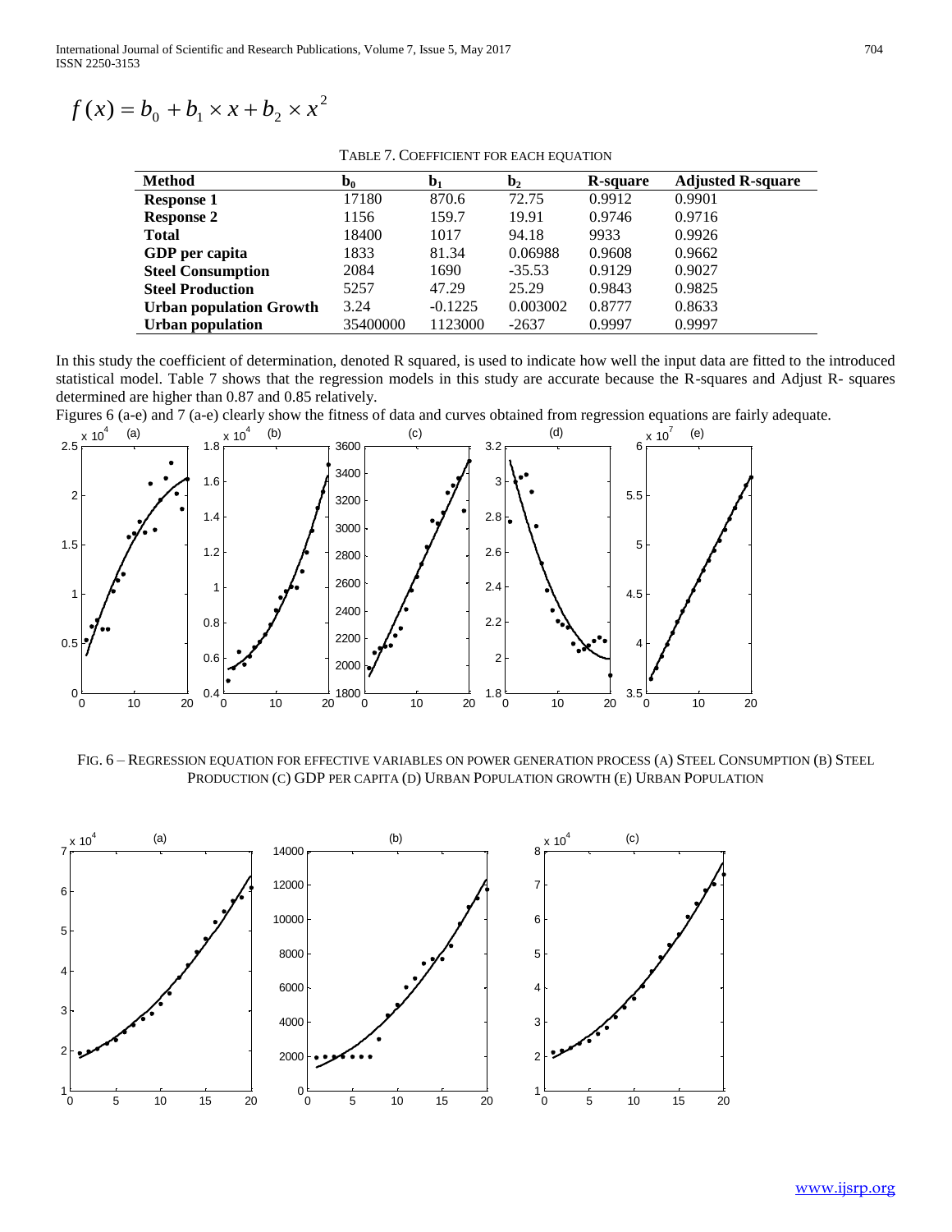$$f(x) = b_0 + b_1 \times x + b_2 \times x^2$$

TABLE 7. COEFFICIENT FOR EACH EQUATION

| Method | $b_0$ | $b_1$ | $b_2$ | R-square | Adjusted R-square |
|---|---|---|---|---|---|
| **Response 1** | 17180 | 870.6 | 72.75 | 0.9912 | 0.9901 |
| **Response 2** | 1156 | 159.7 | 19.91 | 0.9746 | 0.9716 |
| **Total** | 18400 | 1017 | 94.18 | 9933 | 0.9926 |
| **GDP per capita** | 1833 | 81.34 | 0.06988 | 0.9608 | 0.9662 |
| **Steel Consumption** | 2084 | 1690 | -35.53 | 0.9129 | 0.9027 |
| **Steel Production** | 5257 | 47.29 | 25.29 | 0.9843 | 0.9825 |
| **Urban population Growth** | 3.24 | -0.1225 | 0.003002 | 0.8777 | 0.8633 |
| **Urban population** | 35400000 | 1123000 | -2637 | 0.9997 | 0.9997 |

In this study the coefficient of determination, denoted R squared, is used to indicate how well the input data are fitted to the introduced statistical model. Table 7 shows that the regression models in this study are accurate because the R-squares and Adjust R- squares determined are higher than 0.87 and 0.85 relatively.

Figures 6 (a-e) and 7 (a-e) clearly show the fitness of data and curves obtained from regression equations are fairly adequate.

FIG. 6 – REGRESSION EQUATION FOR EFFECTIVE VARIABLES ON POWER GENERATION PROCESS (A) STEEL CONSUMPTION (B) STEEL PRODUCTION (C) GDP PER CAPITA (D) URBAN POPULATION GROWTH (E) URBAN POPULATION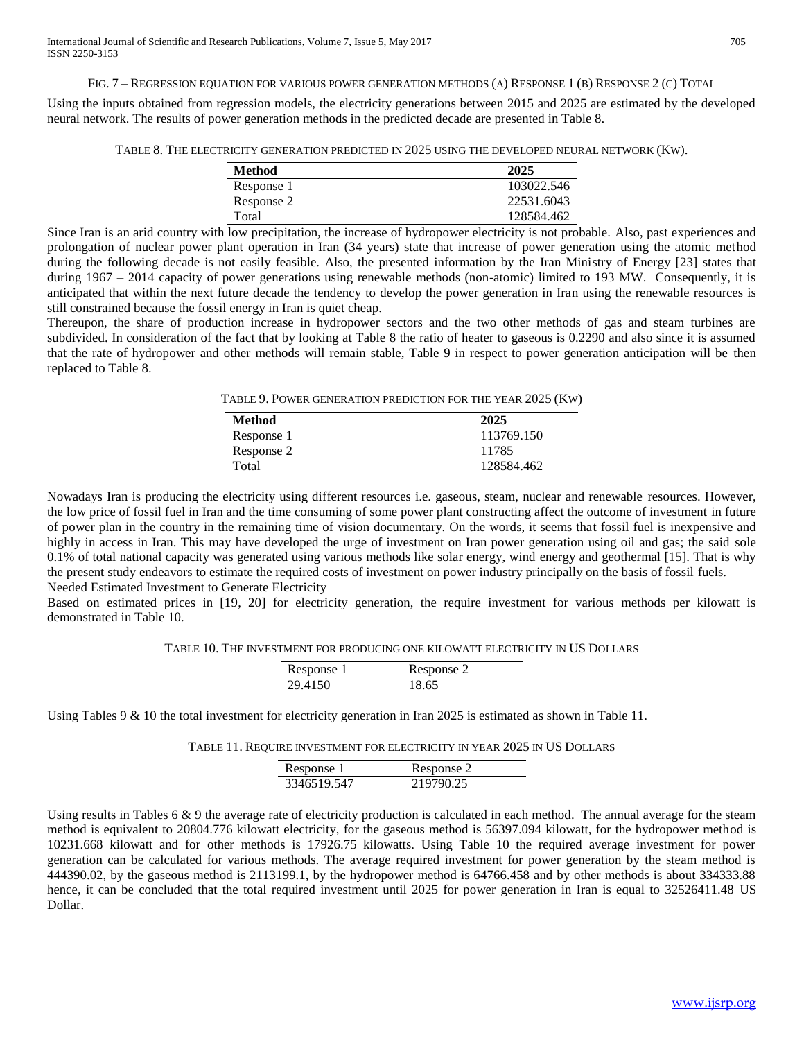Fig. 7 – Regression equation for various power generation methods (a) Response 1 (b) Response 2 (c) Total

Using the inputs obtained from regression models, the electricity generations between 2015 and 2025 are estimated by the developed neural network. The results of power generation methods in the predicted decade are presented in Table 8.

Table 8. The electricity generation predicted in 2025 using the developed neural network (Kw).

| Method | 2025 |
| --- | --- |
| Response 1 | 103022.546 |
| Response 2 | 22531.6043 |
| Total | 128584.462 |

Since Iran is an arid country with low precipitation, the increase of hydropower electricity is not probable. Also, past experiences and prolongation of nuclear power plant operation in Iran (34 years) state that increase of power generation using the atomic method during the following decade is not easily feasible. Also, the presented information by the Iran Ministry of Energy [23] states that during 1967 – 2014 capacity of power generations using renewable methods (non-atomic) limited to 193 MW. Consequently, it is anticipated that within the next future decade the tendency to develop the power generation in Iran using the renewable resources is still constrained because the fossil energy in Iran is quiet cheap.

Thereupon, the share of production increase in hydropower sectors and the two other methods of gas and steam turbines are subdivided. In consideration of the fact that by looking at Table 8 the ratio of heater to gaseous is 0.2290 and also since it is assumed that the rate of hydropower and other methods will remain stable, Table 9 in respect to power generation anticipation will be then replaced to Table 8.

Table 9. Power generation prediction for the year 2025 (Kw)

| Method | 2025 |
| --- | --- |
| Response 1 | 113769.150 |
| Response 2 | 11785 |
| Total | 128584.462 |

Nowadays Iran is producing the electricity using different resources i.e. gaseous, steam, nuclear and renewable resources. However, the low price of fossil fuel in Iran and the time consuming of some power plant constructing affect the outcome of investment in future of power plan in the country in the remaining time of vision documentary. On the words, it seems that fossil fuel is inexpensive and highly in access in Iran. This may have developed the urge of investment on Iran power generation using oil and gas; the said sole 0.1% of total national capacity was generated using various methods like solar energy, wind energy and geothermal [15]. That is why the present study endeavors to estimate the required costs of investment on power industry principally on the basis of fossil fuels.

Needed Estimated Investment to Generate Electricity

Based on estimated prices in [19, 20] for electricity generation, the require investment for various methods per kilowatt is demonstrated in Table 10.

Table 10. The investment for producing one kilowatt electricity in US Dollars

| Response 1 | Response 2 |
| --- | --- |
| 29.4150 | 18.65 |

Using Tables 9 & 10 the total investment for electricity generation in Iran 2025 is estimated as shown in Table 11.

Table 11. Require investment for electricity in year 2025 in US Dollars

| Response 1 | Response 2 |
| --- | --- |
| 3346519.547 | 219790.25 |

Using results in Tables 6 & 9 the average rate of electricity production is calculated in each method. The annual average for the steam method is equivalent to 20804.776 kilowatt electricity, for the gaseous method is 56397.094 kilowatt, for the hydropower method is 10231.668 kilowatt and for other methods is 17926.75 kilowatts. Using Table 10 the required average investment for power generation can be calculated for various methods. The average required investment for power generation by the steam method is 444390.02, by the gaseous method is 2113199.1, by the hydropower method is 64766.458 and by other methods is about 334333.88 hence, it can be concluded that the total required investment until 2025 for power generation in Iran is equal to 32526411.48 US Dollar.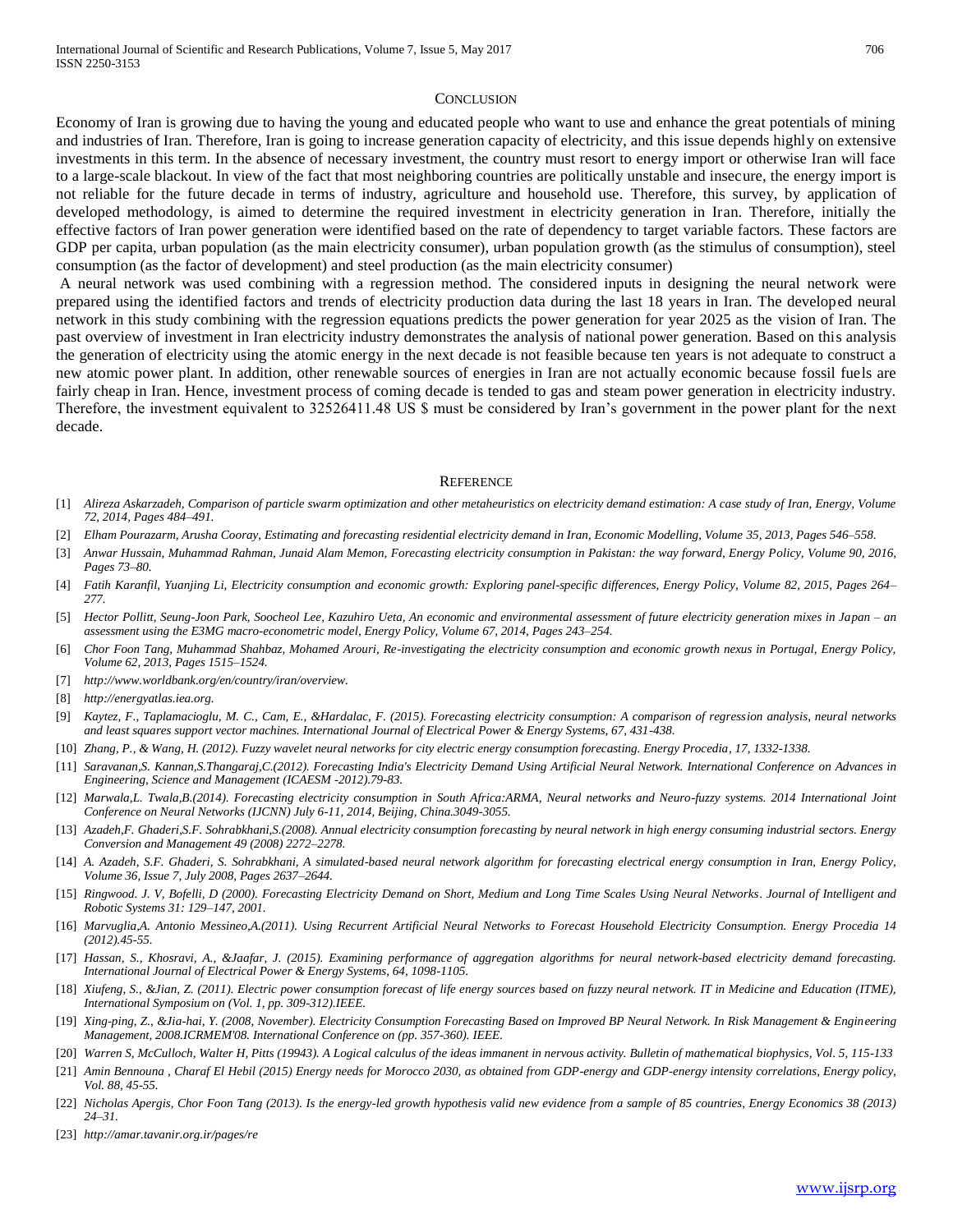## CONCLUSION

Economy of Iran is growing due to having the young and educated people who want to use and enhance the great potentials of mining and industries of Iran. Therefore, Iran is going to increase generation capacity of electricity, and this issue depends highly on extensive investments in this term. In the absence of necessary investment, the country must resort to energy import or otherwise Iran will face to a large-scale blackout. In view of the fact that most neighboring countries are politically unstable and insecure, the energy import is not reliable for the future decade in terms of industry, agriculture and household use. Therefore, this survey, by application of developed methodology, is aimed to determine the required investment in electricity generation in Iran. Therefore, initially the effective factors of Iran power generation were identified based on the rate of dependency to target variable factors. These factors are GDP per capita, urban population (as the main electricity consumer), urban population growth (as the stimulus of consumption), steel consumption (as the factor of development) and steel production (as the main electricity consumer)

A neural network was used combining with a regression method. The considered inputs in designing the neural network were prepared using the identified factors and trends of electricity production data during the last 18 years in Iran. The developed neural network in this study combining with the regression equations predicts the power generation for year 2025 as the vision of Iran. The past overview of investment in Iran electricity industry demonstrates the analysis of national power generation. Based on this analysis the generation of electricity using the atomic energy in the next decade is not feasible because ten years is not adequate to construct a new atomic power plant. In addition, other renewable sources of energies in Iran are not actually economic because fossil fuels are fairly cheap in Iran. Hence, investment process of coming decade is tended to gas and steam power generation in electricity industry. Therefore, the investment equivalent to 32526411.48 US $ must be considered by Iran's government in the power plant for the next decade.

## REFERENCE

[1] *Alireza Askarzadeh, Comparison of particle swarm optimization and other metaheuristics on electricity demand estimation: A case study of Iran, Energy, Volume 72, 2014, Pages 484–491.*

[2] *Elham Pourazarm, Arusha Cooray, Estimating and forecasting residential electricity demand in Iran, Economic Modelling, Volume 35, 2013, Pages 546–558.*

[3] *Anwar Hussain, Muhammad Rahman, Junaid Alam Memon, Forecasting electricity consumption in Pakistan: the way forward, Energy Policy, Volume 90, 2016, Pages 73–80.*

[4] *Fatih Karanfil, Yuanjing Li, Electricity consumption and economic growth: Exploring panel-specific differences, Energy Policy, Volume 82, 2015, Pages 264–277.*

[5] *Hector Pollitt, Seung-Joon Park, Soocheol Lee, Kazuhiro Ueta, An economic and environmental assessment of future electricity generation mixes in Japan – an assessment using the E3MG macro-econometric model, Energy Policy, Volume 67, 2014, Pages 243–254.*

[6] *Chor Foon Tang, Muhammad Shahbaz, Mohamed Arouri, Re-investigating the electricity consumption and economic growth nexus in Portugal, Energy Policy, Volume 62, 2013, Pages 1515–1524.*

[7] *http://www.worldbank.org/en/country/iran/overview.*

[8] *http://energyatlas.iea.org.*

[9] *Kaytez, F., Taplamacioglu, M. C., Cam, E., &Hardalac, F. (2015). Forecasting electricity consumption: A comparison of regression analysis, neural networks and least squares support vector machines. International Journal of Electrical Power & Energy Systems, 67, 431-438.*

[10] *Zhang, P., & Wang, H. (2012). Fuzzy wavelet neural networks for city electric energy consumption forecasting. Energy Procedia, 17, 1332-1338.*

[11] *Saravanan,S. Kannan,S.Thangaraj,C.(2012). Forecasting India's Electricity Demand Using Artificial Neural Network. International Conference on Advances in Engineering, Science and Management (ICAESM -2012).79-83.*

[12] *Marwala,L. Twala,B.(2014). Forecasting electricity consumption in South Africa:ARMA, Neural networks and Neuro-fuzzy systems. 2014 International Joint Conference on Neural Networks (IJCNN) July 6-11, 2014, Beijing, China.3049-3055.*

[13] *Azadeh,F. Ghaderi,S.F. Sohrabkhani,S.(2008). Annual electricity consumption forecasting by neural network in high energy consuming industrial sectors. Energy Conversion and Management 49 (2008) 2272–2278.*

[14] *A. Azadeh, S.F. Ghaderi, S. Sohrabkhani, A simulated-based neural network algorithm for forecasting electrical energy consumption in Iran, Energy Policy, Volume 36, Issue 7, July 2008, Pages 2637–2644.*

[15] *Ringwood. J. V, Bofelli, D (2000). Forecasting Electricity Demand on Short, Medium and Long Time Scales Using Neural Networks. Journal of Intelligent and Robotic Systems 31: 129–147, 2001.*

[16] *Marvuglia,A. Antonio Messineo,A.(2011). Using Recurrent Artificial Neural Networks to Forecast Household Electricity Consumption. Energy Procedia 14 (2012).45-55.*

[17] *Hassan, S., Khosravi, A., &Jaafar, J. (2015). Examining performance of aggregation algorithms for neural network-based electricity demand forecasting. International Journal of Electrical Power & Energy Systems, 64, 1098-1105.*

[18] *Xiufeng, S., &Jian, Z. (2011). Electric power consumption forecast of life energy sources based on fuzzy neural network. IT in Medicine and Education (ITME), International Symposium on (Vol. 1, pp. 309-312).IEEE.*

[19] *Xing-ping, Z., &Jia-hai, Y. (2008, November). Electricity Consumption Forecasting Based on Improved BP Neural Network. In Risk Management & Engineering Management, 2008.ICRMEM'08. International Conference on (pp. 357-360). IEEE.*

[20] *Warren S, McCulloch, Walter H, Pitts (19943). A Logical calculus of the ideas immanent in nervous activity. Bulletin of mathematical biophysics, Vol. 5, 115-133*

[21] *Amin Bennouna , Charaf El Hebil (2015) Energy needs for Morocco 2030, as obtained from GDP-energy and GDP-energy intensity correlations, Energy policy, Vol. 88, 45-55.*

[22] *Nicholas Apergis, Chor Foon Tang (2013). Is the energy-led growth hypothesis valid new evidence from a sample of 85 countries, Energy Economics 38 (2013) 24–31.*

[23] *http://amar.tavanir.org.ir/pages/re*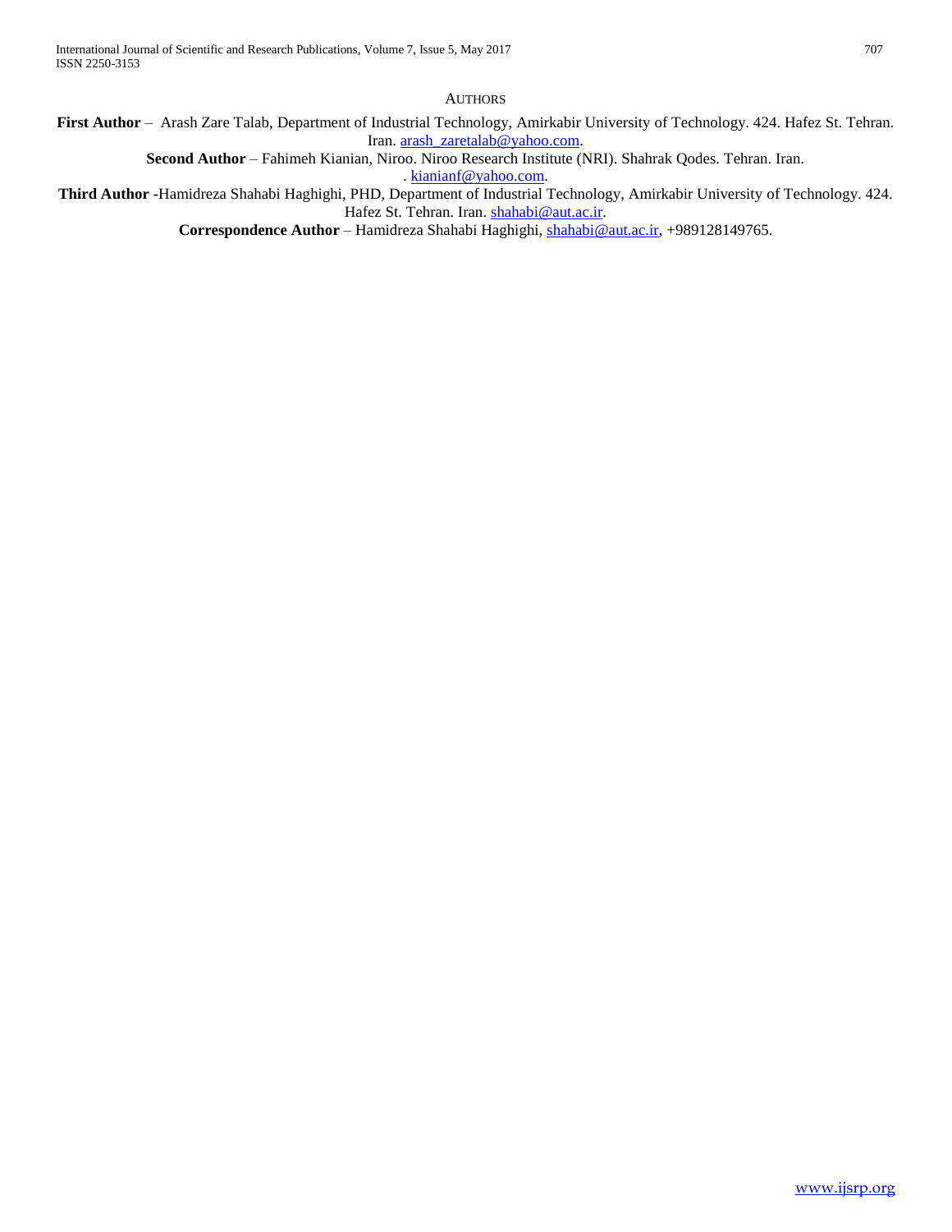## AUTHORS

**First Author** – Arash Zare Talab, Department of Industrial Technology, Amirkabir University of Technology. 424. Hafez St. Tehran. Iran. arash_zaretalab@yahoo.com.

**Second Author** – Fahimeh Kianian, Niroo. Niroo Research Institute (NRI). Shahrak Qodes. Tehran. Iran. . kianianf@yahoo.com.

**Third Author** -Hamidreza Shahabi Haghighi, PHD, Department of Industrial Technology, Amirkabir University of Technology. 424. Hafez St. Tehran. Iran. shahabi@aut.ac.ir.

**Correspondence Author** – Hamidreza Shahabi Haghighi, shahabi@aut.ac.ir, +989128149765.